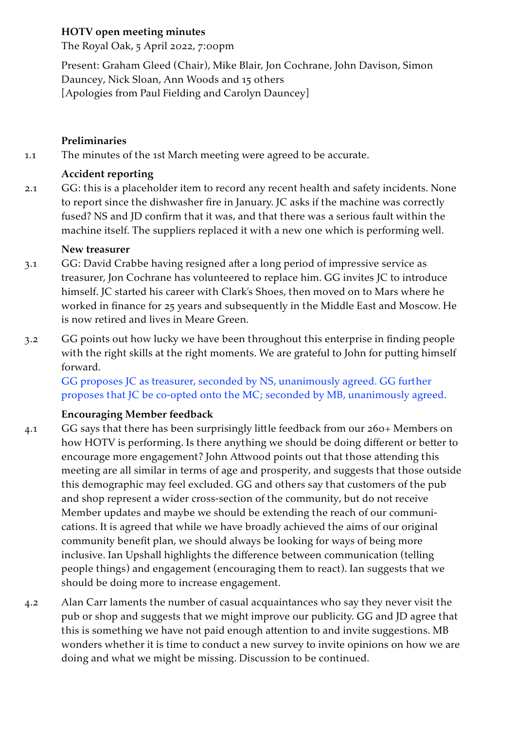**HOTV open meeting minutes**

The Royal Oak, 5 April 2022, 7:00pm

Present: Graham Gleed (Chair), Mike Blair, Jon Cochrane, John Davison, Simon Dauncey, Nick Sloan, Ann Woods and 15 others
[Apologies from Paul Fielding and Carolyn Dauncey]

**Preliminaries**

1.1 The minutes of the 1st March meeting were agreed to be accurate.

**Accident reporting**

2.1 GG: this is a placeholder item to record any recent health and safety incidents. None to report since the dishwasher fire in January. JC asks if the machine was correctly fused? NS and JD confirm that it was, and that there was a serious fault within the machine itself. The suppliers replaced it with a new one which is performing well.

**New treasurer**

3.1 GG: David Crabbe having resigned after a long period of impressive service as treasurer, Jon Cochrane has volunteered to replace him. GG invites JC to introduce himself. JC started his career with Clark's Shoes, then moved on to Mars where he worked in finance for 25 years and subsequently in the Middle East and Moscow. He is now retired and lives in Meare Green.

3.2 GG points out how lucky we have been throughout this enterprise in finding people with the right skills at the right moments. We are grateful to John for putting himself forward.
GG proposes JC as treasurer, seconded by NS, unanimously agreed. GG further proposes that JC be co-opted onto the MC; seconded by MB, unanimously agreed.

**Encouraging Member feedback**

4.1 GG says that there has been surprisingly little feedback from our 260+ Members on how HOTV is performing. Is there anything we should be doing different or better to encourage more engagement? John Attwood points out that those attending this meeting are all similar in terms of age and prosperity, and suggests that those outside this demographic may feel excluded. GG and others say that customers of the pub and shop represent a wider cross-section of the community, but do not receive Member updates and maybe we should be extending the reach of our communications. It is agreed that while we have broadly achieved the aims of our original community benefit plan, we should always be looking for ways of being more inclusive. Ian Upshall highlights the difference between communication (telling people things) and engagement (encouraging them to react). Ian suggests that we should be doing more to increase engagement.

4.2 Alan Carr laments the number of casual acquaintances who say they never visit the pub or shop and suggests that we might improve our publicity. GG and JD agree that this is something we have not paid enough attention to and invite suggestions. MB wonders whether it is time to conduct a new survey to invite opinions on how we are doing and what we might be missing. Discussion to be continued.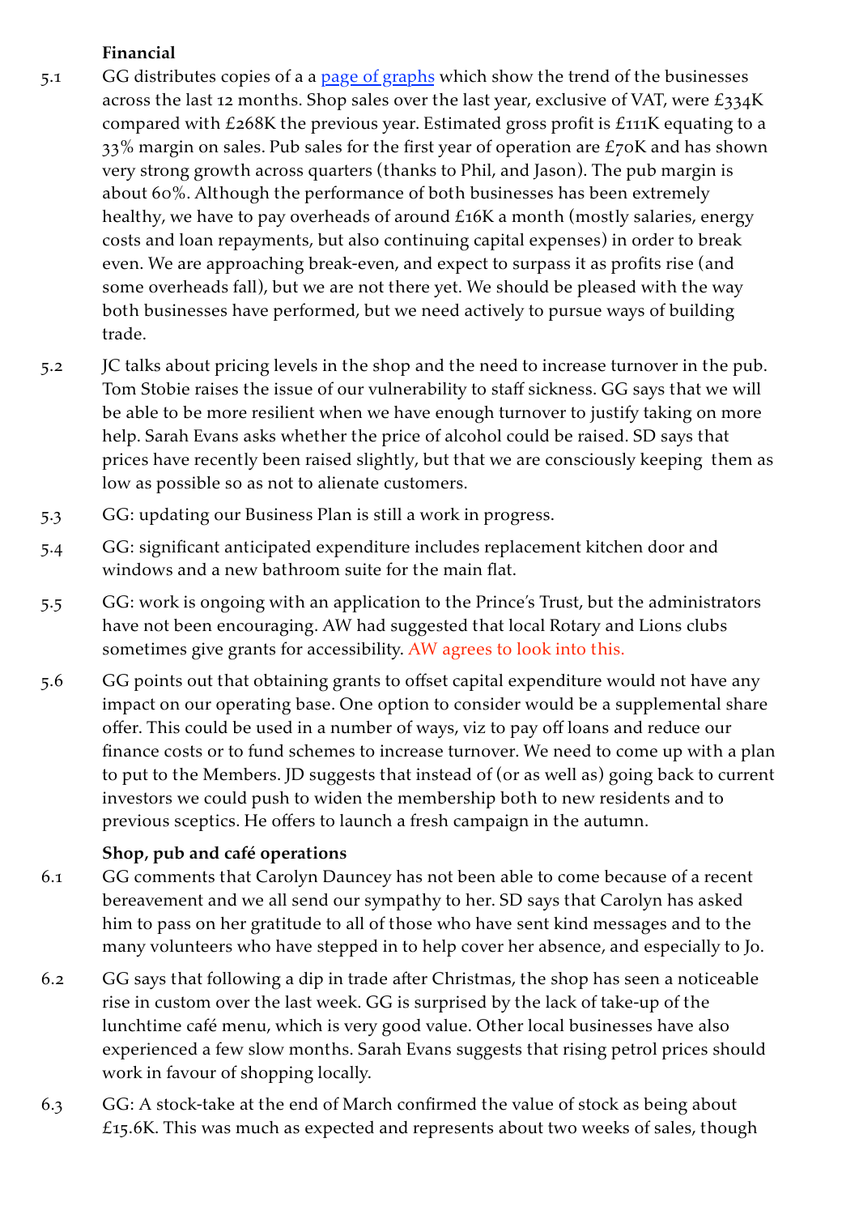**Financial**

5.1 GG distributes copies of a a [page of graphs] which show the trend of the businesses across the last 12 months. Shop sales over the last year, exclusive of VAT, were £334K compared with £268K the previous year. Estimated gross profit is £111K equating to a 33% margin on sales. Pub sales for the first year of operation are £70K and has shown very strong growth across quarters (thanks to Phil, and Jason). The pub margin is about 60%. Although the performance of both businesses has been extremely healthy, we have to pay overheads of around £16K a month (mostly salaries, energy costs and loan repayments, but also continuing capital expenses) in order to break even. We are approaching break-even, and expect to surpass it as profits rise (and some overheads fall), but we are not there yet. We should be pleased with the way both businesses have performed, but we need actively to pursue ways of building trade.

5.2 JC talks about pricing levels in the shop and the need to increase turnover in the pub. Tom Stobie raises the issue of our vulnerability to staff sickness. GG says that we will be able to be more resilient when we have enough turnover to justify taking on more help. Sarah Evans asks whether the price of alcohol could be raised. SD says that prices have recently been raised slightly, but that we are consciously keeping them as low as possible so as not to alienate customers.

5.3 GG: updating our Business Plan is still a work in progress.

5.4 GG: significant anticipated expenditure includes replacement kitchen door and windows and a new bathroom suite for the main flat.

5.5 GG: work is ongoing with an application to the Prince's Trust, but the administrators have not been encouraging. AW had suggested that local Rotary and Lions clubs sometimes give grants for accessibility. AW agrees to look into this.

5.6 GG points out that obtaining grants to offset capital expenditure would not have any impact on our operating base. One option to consider would be a supplemental share offer. This could be used in a number of ways, viz to pay off loans and reduce our finance costs or to fund schemes to increase turnover. We need to come up with a plan to put to the Members. JD suggests that instead of (or as well as) going back to current investors we could push to widen the membership both to new residents and to previous sceptics. He offers to launch a fresh campaign in the autumn.

**Shop, pub and café operations**

6.1 GG comments that Carolyn Dauncey has not been able to come because of a recent bereavement and we all send our sympathy to her. SD says that Carolyn has asked him to pass on her gratitude to all of those who have sent kind messages and to the many volunteers who have stepped in to help cover her absence, and especially to Jo.

6.2 GG says that following a dip in trade after Christmas, the shop has seen a noticeable rise in custom over the last week. GG is surprised by the lack of take-up of the lunchtime café menu, which is very good value. Other local businesses have also experienced a few slow months. Sarah Evans suggests that rising petrol prices should work in favour of shopping locally.

6.3 GG: A stock-take at the end of March confirmed the value of stock as being about £15.6K. This was much as expected and represents about two weeks of sales, though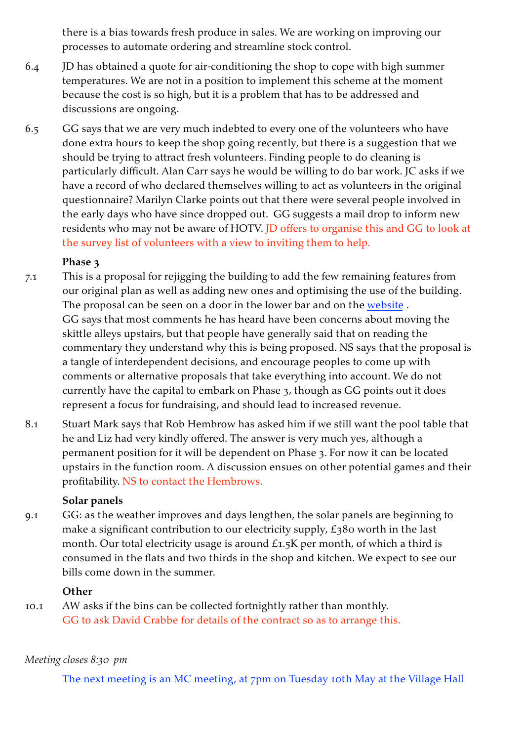there is a bias towards fresh produce in sales. We are working on improving our processes to automate ordering and streamline stock control.

6.4 JD has obtained a quote for air-conditioning the shop to cope with high summer temperatures. We are not in a position to implement this scheme at the moment because the cost is so high, but it is a problem that has to be addressed and discussions are ongoing.

6.5 GG says that we are very much indebted to every one of the volunteers who have done extra hours to keep the shop going recently, but there is a suggestion that we should be trying to attract fresh volunteers. Finding people to do cleaning is particularly difficult. Alan Carr says he would be willing to do bar work. JC asks if we have a record of who declared themselves willing to act as volunteers in the original questionnaire? Marilyn Clarke points out that there were several people involved in the early days who have since dropped out. GG suggests a mail drop to inform new residents who may not be aware of HOTV. JD offers to organise this and GG to look at the survey list of volunteers with a view to inviting them to help.

**Phase 3**

7.1 This is a proposal for rejigging the building to add the few remaining features from our original plan as well as adding new ones and optimising the use of the building. The proposal can be seen on a door in the lower bar and on the website . GG says that most comments he has heard have been concerns about moving the skittle alleys upstairs, but that people have generally said that on reading the commentary they understand why this is being proposed. NS says that the proposal is a tangle of interdependent decisions, and encourage peoples to come up with comments or alternative proposals that take everything into account. We do not currently have the capital to embark on Phase 3, though as GG points out it does represent a focus for fundraising, and should lead to increased revenue.

8.1 Stuart Mark says that Rob Hembrow has asked him if we still want the pool table that he and Liz had very kindly offered. The answer is very much yes, although a permanent position for it will be dependent on Phase 3. For now it can be located upstairs in the function room. A discussion ensues on other potential games and their profitability. NS to contact the Hembrows.

**Solar panels**

9.1 GG: as the weather improves and days lengthen, the solar panels are beginning to make a significant contribution to our electricity supply, £380 worth in the last month. Our total electricity usage is around £1.5K per month, of which a third is consumed in the flats and two thirds in the shop and kitchen. We expect to see our bills come down in the summer.

**Other**

10.1 AW asks if the bins can be collected fortnightly rather than monthly. GG to ask David Crabbe for details of the contract so as to arrange this.

*Meeting closes 8:30 pm*

The next meeting is an MC meeting, at 7pm on Tuesday 10th May at the Village Hall